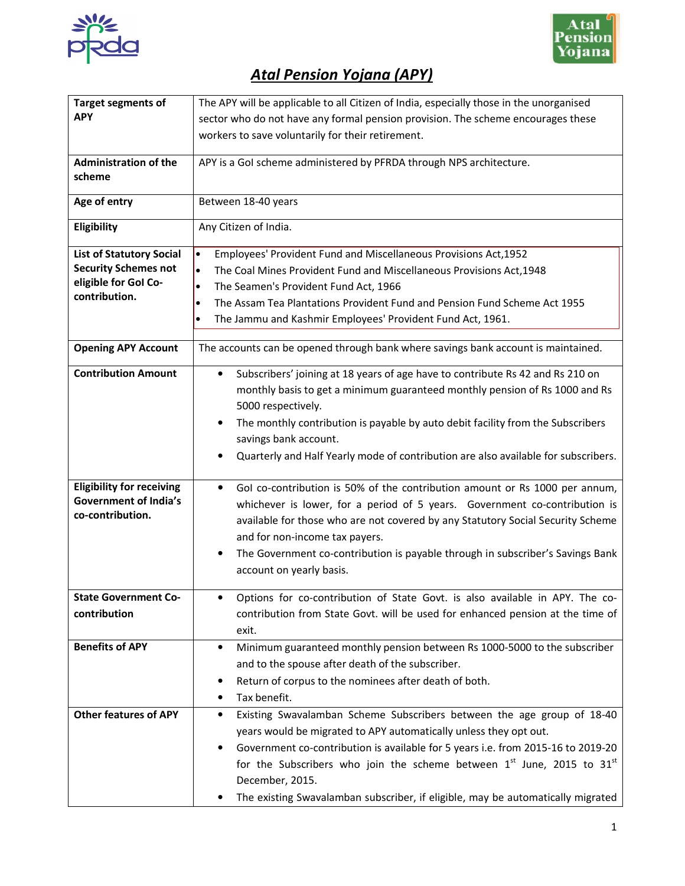# *Atal Pension Yojana (APY)*

| | |
|---|---|
| **Target segments of APY** | The APY will be applicable to all Citizen of India, especially those in the unorganised sector who do not have any formal pension provision. The scheme encourages these workers to save voluntarily for their retirement. |
| **Administration of the scheme** | APY is a GoI scheme administered by PFRDA through NPS architecture. |
| **Age of entry** | Between 18-40 years |
| **Eligibility** | Any Citizen of India. |
| **List of Statutory Social Security Schemes not eligible for GoI Co-contribution.** | • Employees' Provident Fund and Miscellaneous Provisions Act,1952<br>• The Coal Mines Provident Fund and Miscellaneous Provisions Act,1948<br>• The Seamen's Provident Fund Act, 1966<br>• The Assam Tea Plantations Provident Fund and Pension Fund Scheme Act 1955<br>• The Jammu and Kashmir Employees' Provident Fund Act, 1961. |
| **Opening APY Account** | The accounts can be opened through bank where savings bank account is maintained. |
| **Contribution Amount** | • Subscribers' joining at 18 years of age have to contribute Rs 42 and Rs 210 on monthly basis to get a minimum guaranteed monthly pension of Rs 1000 and Rs 5000 respectively.<br>• The monthly contribution is payable by auto debit facility from the Subscribers savings bank account.<br>• Quarterly and Half Yearly mode of contribution are also available for subscribers. |
| **Eligibility for receiving Government of India's co-contribution.** | • GoI co-contribution is 50% of the contribution amount or Rs 1000 per annum, whichever is lower, for a period of 5 years. Government co-contribution is available for those who are not covered by any Statutory Social Security Scheme and for non-income tax payers.<br>• The Government co-contribution is payable through in subscriber's Savings Bank account on yearly basis. |
| **State Government Co-contribution** | • Options for co-contribution of State Govt. is also available in APY. The co-contribution from State Govt. will be used for enhanced pension at the time of exit. |
| **Benefits of APY** | • Minimum guaranteed monthly pension between Rs 1000-5000 to the subscriber and to the spouse after death of the subscriber.<br>• Return of corpus to the nominees after death of both.<br>• Tax benefit. |
| **Other features of APY** | • Existing Swavalamban Scheme Subscribers between the age group of 18-40 years would be migrated to APY automatically unless they opt out.<br>• Government co-contribution is available for 5 years i.e. from 2015-16 to 2019-20 for the Subscribers who join the scheme between 1st June, 2015 to 31st December, 2015.<br>• The existing Swavalamban subscriber, if eligible, may be automatically migrated |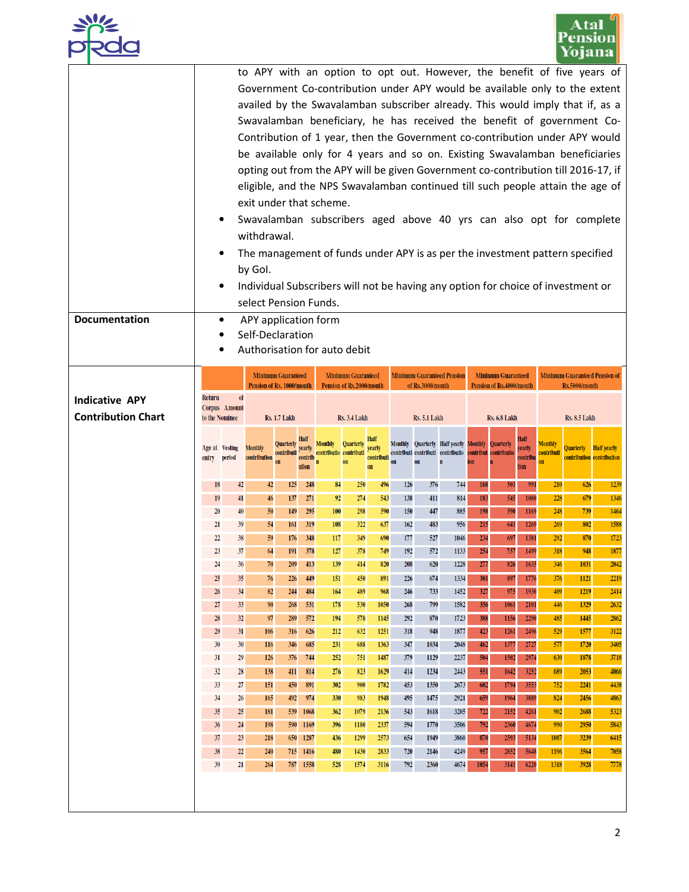| | |
|---|---|
| | to APY with an option to opt out. However, the benefit of five years of Government Co-contribution under APY would be available only to the extent availed by the Swavalamban subscriber already. This would imply that if, as a Swavalamban beneficiary, he has received the benefit of government Co-Contribution of 1 year, then the Government co-contribution under APY would be available only for 4 years and so on. Existing Swavalamban beneficiaries opting out from the APY will be given Government co-contribution till 2016-17, if eligible, and the NPS Swavalamban continued till such people attain the age of exit under that scheme.<br>• Swavalamban subscribers aged above 40 yrs can also opt for complete withdrawal.<br>• The management of funds under APY is as per the investment pattern specified by GoI.<br>• Individual Subscribers will not be having any option for choice of investment or select Pension Funds. |
| **Documentation** | • APY application form<br>• Self-Declaration<br>• Authorisation for auto debit |

**Indicative APY Contribution Chart**

| | | Minimum Guaranteed Pension of Rs. 1000/month | | | Minimum Guaranteed Pension of Rs.2000/month | | | Minimum Guaranteed Pension of Rs.3000/month | | | Minimum Guaranteed Pension of Rs.4000/month | | | Minimum Guaranteed Pension of Rs.5000/month | | |
|---|---|---|---|---|---|---|---|---|---|---|---|---|---|---|---|---|
| Return of Corpus Amount to the Nominee | | Rs. 1.7 Lakh | | | Rs. 3.4 Lakh | | | Rs. 5.1 Lakh | | | Rs. 6.8 Lakh | | | Rs. 8.5 Lakh | | |
| Age at entry | Vesting period | Monthly contribution | Quarterly contribution | Half yearly contribution | Monthly contribution | Quarterly contribution | Half yearly contribution | Monthly contribution | Quarterly contribution | Half yearly contribution | Monthly contribution | Quarterly contribution | Half yearly contribution | Monthly contribution | Quarterly contribution | Half yearly contribution |
| 18 | 42 | 42 | 125 | 248 | 84 | 250 | 496 | 126 | 376 | 744 | 168 | 501 | 991 | 210 | 626 | 1239 |
| 19 | 41 | 46 | 137 | 271 | 92 | 274 | 543 | 138 | 411 | 814 | 183 | 545 | 1080 | 228 | 679 | 1346 |
| 20 | 40 | 50 | 149 | 295 | 100 | 298 | 590 | 150 | 447 | 885 | 198 | 590 | 1169 | 248 | 739 | 1464 |
| 21 | 39 | 54 | 161 | 319 | 108 | 322 | 637 | 162 | 483 | 956 | 215 | 641 | 1269 | 269 | 802 | 1588 |
| 22 | 38 | 59 | 176 | 348 | 117 | 349 | 690 | 177 | 527 | 1046 | 234 | 697 | 1381 | 292 | 870 | 1723 |
| 23 | 37 | 64 | 191 | 378 | 127 | 378 | 749 | 192 | 572 | 1133 | 254 | 757 | 1499 | 318 | 948 | 1877 |
| 24 | 36 | 70 | 209 | 413 | 139 | 414 | 820 | 208 | 620 | 1228 | 277 | 826 | 1635 | 346 | 1031 | 2042 |
| 25 | 35 | 76 | 226 | 449 | 151 | 450 | 891 | 226 | 674 | 1334 | 301 | 897 | 1776 | 376 | 1121 | 2219 |
| 26 | 34 | 82 | 244 | 484 | 164 | 489 | 968 | 246 | 733 | 1452 | 327 | 975 | 1930 | 409 | 1219 | 2414 |
| 27 | 33 | 90 | 268 | 531 | 178 | 530 | 1050 | 268 | 799 | 1582 | 356 | 1061 | 2101 | 446 | 1329 | 2632 |
| 28 | 32 | 97 | 289 | 572 | 194 | 578 | 1145 | 292 | 870 | 1723 | 388 | 1156 | 2290 | 485 | 1445 | 2862 |
| 29 | 31 | 106 | 316 | 626 | 212 | 632 | 1251 | 318 | 948 | 1877 | 423 | 1261 | 2496 | 529 | 1577 | 3122 |
| 30 | 30 | 116 | 346 | 685 | 231 | 688 | 1363 | 347 | 1034 | 2048 | 462 | 1377 | 2727 | 577 | 1720 | 3405 |
| 31 | 29 | 126 | 376 | 744 | 252 | 751 | 1487 | 379 | 1129 | 2237 | 504 | 1502 | 2974 | 630 | 1878 | 3718 |
| 32 | 28 | 138 | 411 | 814 | 276 | 823 | 1629 | 414 | 1234 | 2443 | 551 | 1642 | 3252 | 689 | 2053 | 4066 |
| 33 | 27 | 151 | 450 | 891 | 302 | 900 | 1782 | 453 | 1350 | 2673 | 602 | 1794 | 3553 | 752 | 2241 | 4438 |
| 34 | 26 | 165 | 492 | 974 | 330 | 983 | 1948 | 495 | 1475 | 2921 | 659 | 1964 | 3889 | 824 | 2456 | 4863 |
| 35 | 25 | 181 | 539 | 1068 | 362 | 1079 | 2136 | 543 | 1618 | 3205 | 722 | 2152 | 4261 | 902 | 2688 | 5323 |
| 36 | 24 | 198 | 590 | 1169 | 396 | 1180 | 2337 | 594 | 1770 | 3506 | 792 | 2360 | 4674 | 990 | 2950 | 5843 |
| 37 | 23 | 218 | 650 | 1287 | 436 | 1299 | 2573 | 654 | 1949 | 3860 | 870 | 2593 | 5134 | 1087 | 3239 | 6415 |
| 38 | 22 | 240 | 715 | 1416 | 480 | 1430 | 2833 | 720 | 2146 | 4249 | 957 | 2852 | 5648 | 1196 | 3564 | 7058 |
| 39 | 21 | 264 | 787 | 1558 | 528 | 1574 | 3116 | 792 | 2360 | 4674 | 1054 | 3141 | 6220 | 1318 | 3928 | 7778 |